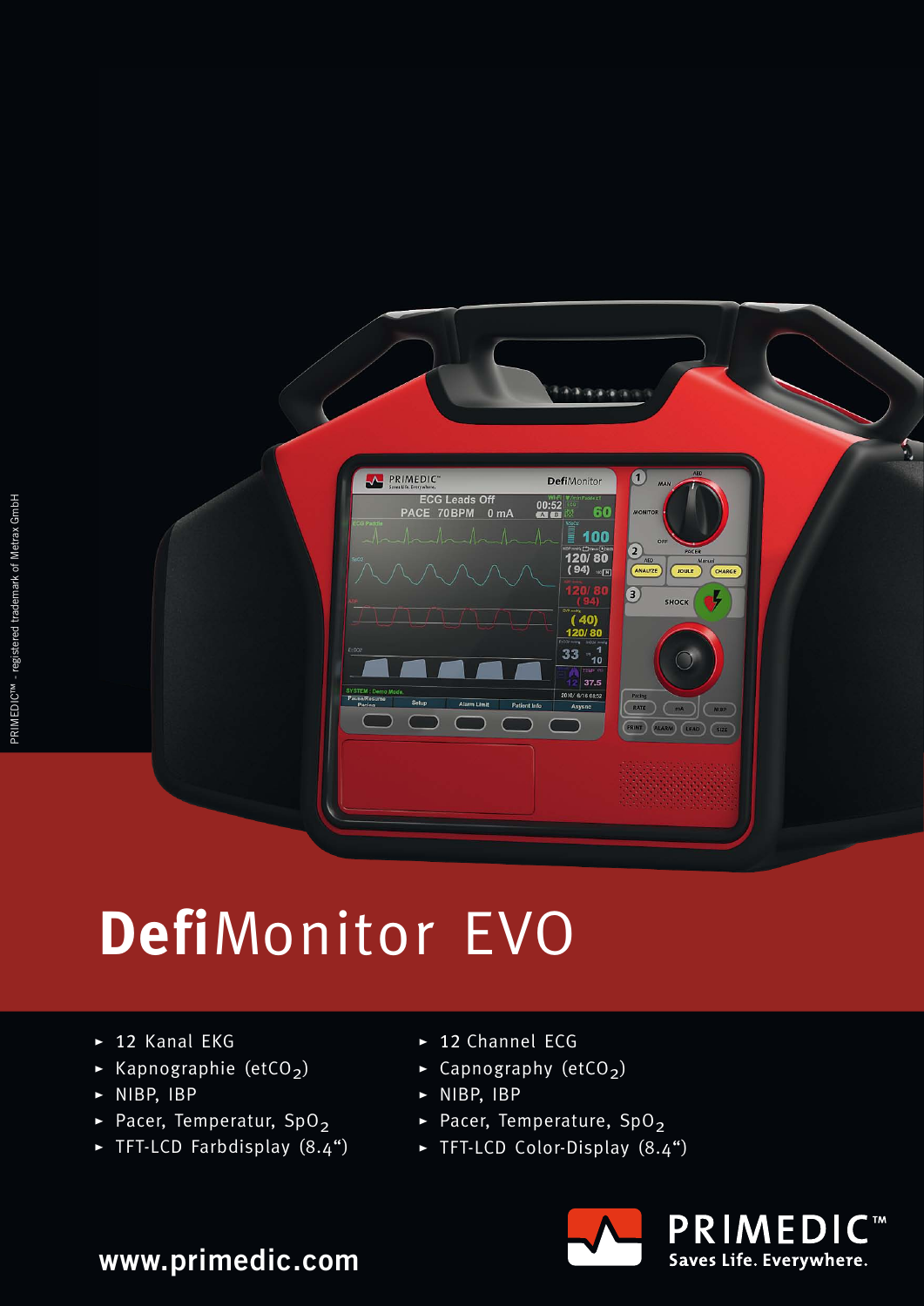# **Defi**Monitor EVO

- 12 Kanal EKG
- Kapnographie ($etCO_2$)
- NIBP, IBP
- Pacer, Temperatur, $SpO_2$
- TFT-LCD Farbdisplay (8.4“)

- 12 Channel ECG
- Capnography ($etCO_2$)
- NIBP, IBP
- Pacer, Temperature, $SpO_2$
- TFT-LCD Color-Display (8.4“)

**www.primedic.com**

PRIMEDIC™ Saves Life. Everywhere.

PRIMEDIC™ - registered trademark of Metrax GmbH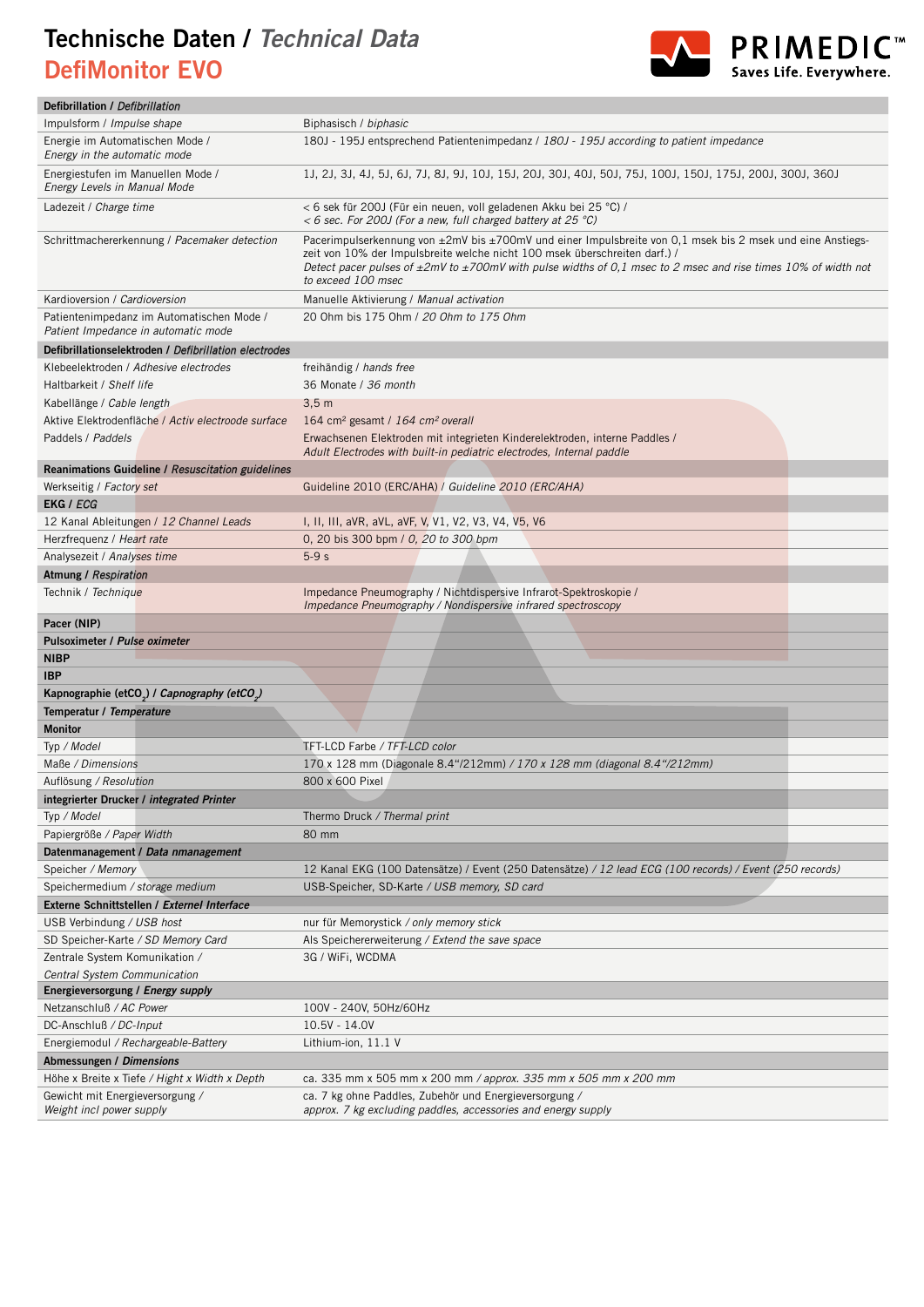# Technische Daten / *Technical Data*

## DefiMonitor EVO

PRIMEDIC™
Saves Life. Everywhere.

| | |
|---|---|
| **Defibrillation / *Defibrillation*** | |
| Impulsform / *Impulse shape* | Biphasisch / *biphasic* |
| Energie im Automatischen Mode / *Energy in the automatic mode* | 180J - 195J entsprechend Patientenimpedanz / *180J - 195J according to patient impedance* |
| Energiestufen im Manuellen Mode / *Energy Levels in Manual Mode* | 1J, 2J, 3J, 4J, 5J, 6J, 7J, 8J, 9J, 10J, 15J, 20J, 30J, 40J, 50J, 75J, 100J, 150J, 175J, 200J, 300J, 360J |
| Ladezeit / *Charge time* | < 6 sek für 200J (Für ein neuen, voll geladenen Akku bei 25 °C) / *< 6 sec. For 200J (For a new, full charged battery at 25 °C)* |
| Schrittmachererkennung / *Pacemaker detection* | Pacerimpulserkennung von ±2mV bis ±700mV und einer Impulsbreite von 0,1 msek bis 2 msek und eine Anstiegszeit von 10% der Impulsbreite welche nicht 100 msek überschreiten darf.) / *Detect pacer pulses of ±2mV to ±700mV with pulse widths of 0,1 msec to 2 msec and rise times 10% of width not to exceed 100 msec* |
| Kardioversion / *Cardiovestion* | Manuelle Aktivierung / *Manual activation* |
| Patientenimpedanz im Automatischen Mode / *Patient Impedance in automatic mode* | 20 Ohm bis 175 Ohm / *20 Ohm to 175 Ohm* |
| **Defibrillationselektroden / *Defibrillation electrodes*** | |
| Klebeelektroden / *Adhesive electrodes* | freihändig / *hands free* |
| Haltbarkeit / *Shelf life* | 36 Monate / *36 month* |
| Kabellänge / *Cable length* | 3,5 m |
| Aktive Elektrodenfläche / *Activ electroode surface* | 164 cm² gesamt / *164 cm² overall* |
| Paddels / *Paddels* | Erwachsenen Elektroden mit integrieten Kinderelektroden, interne Paddles / *Adult Electrodes with built-in pediatric electrodes, Internal paddle* |
| **Reanimations Guideline / *Resuscitation guidelines*** | |
| Werkseitig / *Factory set* | Guideline 2010 (ERC/AHA) / *Guideline 2010 (ERC/AHA)* |
| **EKG / *ECG*** | |
| 12 Kanal Ableitungen / *12 Channel Leads* | I, II, III, aVR, aVL, aVF, V, V1, V2, V3, V4, V5, V6 |
| Herzfrequenz / *Heart rate* | 0, 20 bis 300 bpm / *0, 20 to 300 bpm* |
| Analysezeit / *Analyses time* | 5-9 s |
| **Atmung / *Respiration*** | |
| Technik / *Technique* | Impedance Pneumography / Nichtdispersive Infrarot-Spektroskopie / *Impedance Pneumography / Nondispersive infrared spectroscopy* |
| **Pacer (NIP)** | |
| **Pulsoximeter / *Pulse oximeter*** | |
| **NIBP** | |
| **IBP** | |
| **Kapnographie (etCO$_2$) / *Capnography (etCO$_2$)*** | |
| **Temperatur / *Temperature*** | |
| **Monitor** | |
| Typ / *Model* | TFT-LCD Farbe / *TFT-LCD color* |
| Maße / *Dimensions* | 170 x 128 mm (Diagonale 8.4“/212mm) / *170 x 128 mm (diagonal 8.4“/212mm)* |
| Auflösung / *Resolution* | 800 x 600 Pixel |
| **integrierter Drucker / *integrated Printer*** | |
| Typ / *Model* | Thermo Druck / *Thermal print* |
| Papiergröße / *Paper Width* | 80 mm |
| **Datenmanagement / *Data nmanagement*** | |
| Speicher / *Memory* | 12 Kanal EKG (100 Datensätze) / Event (250 Datensätze) / *12 lead ECG (100 records) / Event (250 records)* |
| Speichermedium / *storage medium* | USB-Speicher, SD-Karte / *USB memory, SD card* |
| **Externe Schnittstellen / *Externel Interface*** | |
| USB Verbindung / *USB host* | nur für Memorystick / *only memory stick* |
| SD Speicher-Karte / *SD Memory Card* | Als Speichererweiterung / *Extend the save space* |
| Zentrale System Komunikation / *Central System Communication* | 3G / WiFi, WCDMA |
| **Energieversorgung / *Energy supply*** | |
| Netzanschluß / *AC Power* | 100V - 240V, 50Hz/60Hz |
| DC-Anschluß / *DC-Input* | 10.5V - 14.0V |
| Energiemodul / *Rechargeable-Battery* | Lithium-ion, 11.1 V |
| **Abmessungen / *Dimensions*** | |
| Höhe x Breite x Tiefe / *Hight x Width x Depth* | ca. 335 mm x 505 mm x 200 mm / *approx. 335 mm x 505 mm x 200 mm* |
| Gewicht mit Energieversorgung / *Weight incl power supply* | ca. 7 kg ohne Paddles, Zubehör und Energieversorgung / *approx. 7 kg excluding paddles, accessories and energy supply* |